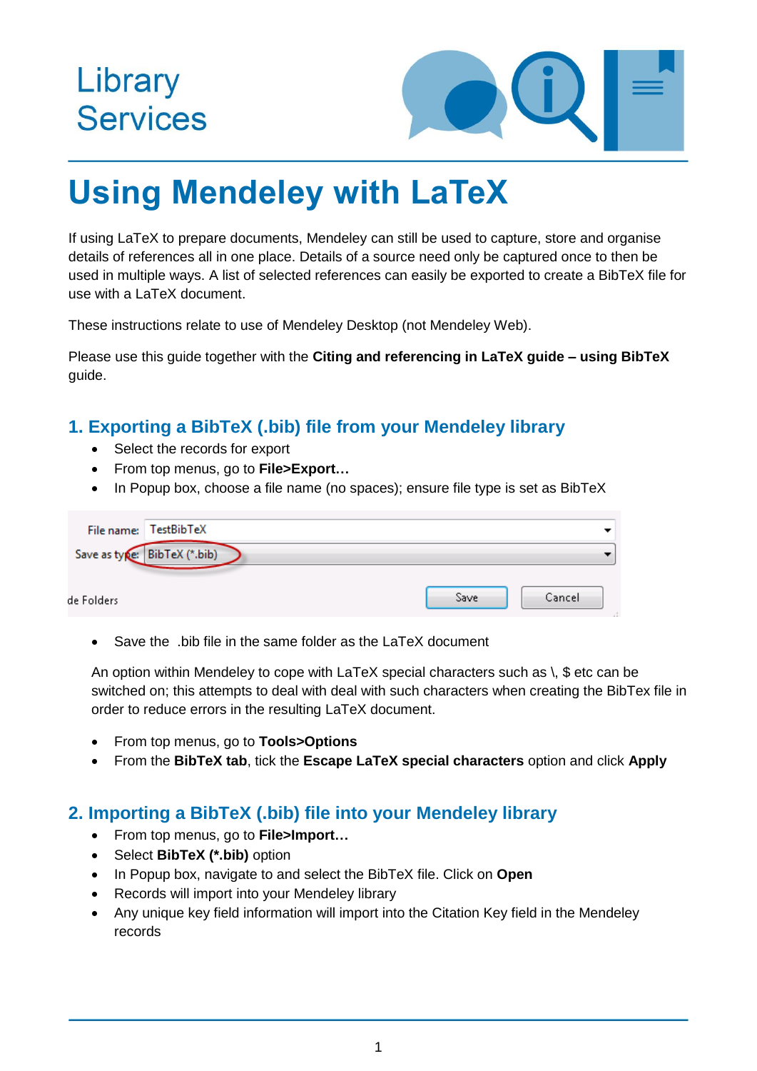Library Services

# Using Mendeley with LaTeX

If using LaTeX to prepare documents, Mendeley can still be used to capture, store and organise details of references all in one place. Details of a source need only be captured once to then be used in multiple ways. A list of selected references can easily be exported to create a BibTeX file for use with a LaTeX document.

These instructions relate to use of Mendeley Desktop (not Mendeley Web).

Please use this guide together with the **Citing and referencing in LaTeX guide – using BibTeX** guide.

## 1. Exporting a BibTeX (.bib) file from your Mendeley library

- Select the records for export
- From top menus, go to **File>Export…**
- In Popup box, choose a file name (no spaces); ensure file type is set as BibTeX

File name: TestBibTeX
Save as type: BibTeX (*.bib)
de Folders — Save — Cancel

- Save the .bib file in the same folder as the LaTeX document

An option within Mendeley to cope with LaTeX special characters such as \, $ etc can be switched on; this attempts to deal with deal with such characters when creating the BibTex file in order to reduce errors in the resulting LaTeX document.

- From top menus, go to **Tools>Options**
- From the **BibTeX tab**, tick the **Escape LaTeX special characters** option and click **Apply**

## 2. Importing a BibTeX (.bib) file into your Mendeley library

- From top menus, go to **File>Import…**
- Select **BibTeX (*.bib)** option
- In Popup box, navigate to and select the BibTeX file. Click on **Open**
- Records will import into your Mendeley library
- Any unique key field information will import into the Citation Key field in the Mendeley records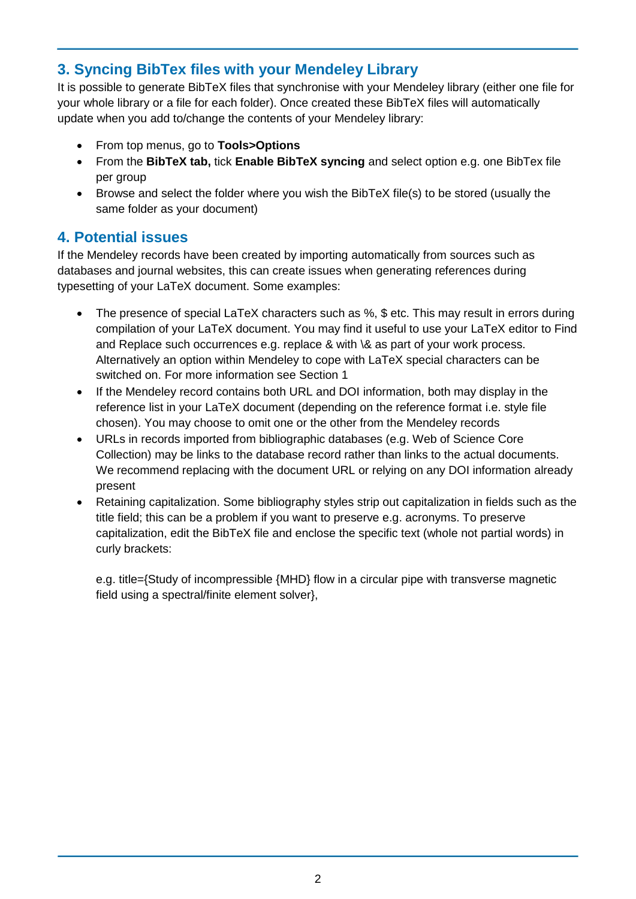## 3. Syncing BibTex files with your Mendeley Library

It is possible to generate BibTeX files that synchronise with your Mendeley library (either one file for your whole library or a file for each folder). Once created these BibTeX files will automatically update when you add to/change the contents of your Mendeley library:

- From top menus, go to **Tools>Options**
- From the **BibTeX tab,** tick **Enable BibTeX syncing** and select option e.g. one BibTex file per group
- Browse and select the folder where you wish the BibTeX file(s) to be stored (usually the same folder as your document)

## 4. Potential issues

If the Mendeley records have been created by importing automatically from sources such as databases and journal websites, this can create issues when generating references during typesetting of your LaTeX document. Some examples:

- The presence of special LaTeX characters such as %, $ etc. This may result in errors during compilation of your LaTeX document. You may find it useful to use your LaTeX editor to Find and Replace such occurrences e.g. replace & with \& as part of your work process. Alternatively an option within Mendeley to cope with LaTeX special characters can be switched on. For more information see Section 1
- If the Mendeley record contains both URL and DOI information, both may display in the reference list in your LaTeX document (depending on the reference format i.e. style file chosen). You may choose to omit one or the other from the Mendeley records
- URLs in records imported from bibliographic databases (e.g. Web of Science Core Collection) may be links to the database record rather than links to the actual documents. We recommend replacing with the document URL or relying on any DOI information already present
- Retaining capitalization. Some bibliography styles strip out capitalization in fields such as the title field; this can be a problem if you want to preserve e.g. acronyms. To preserve capitalization, edit the BibTeX file and enclose the specific text (whole not partial words) in curly brackets:

  e.g. title={Study of incompressible {MHD} flow in a circular pipe with transverse magnetic field using a spectral/finite element solver},